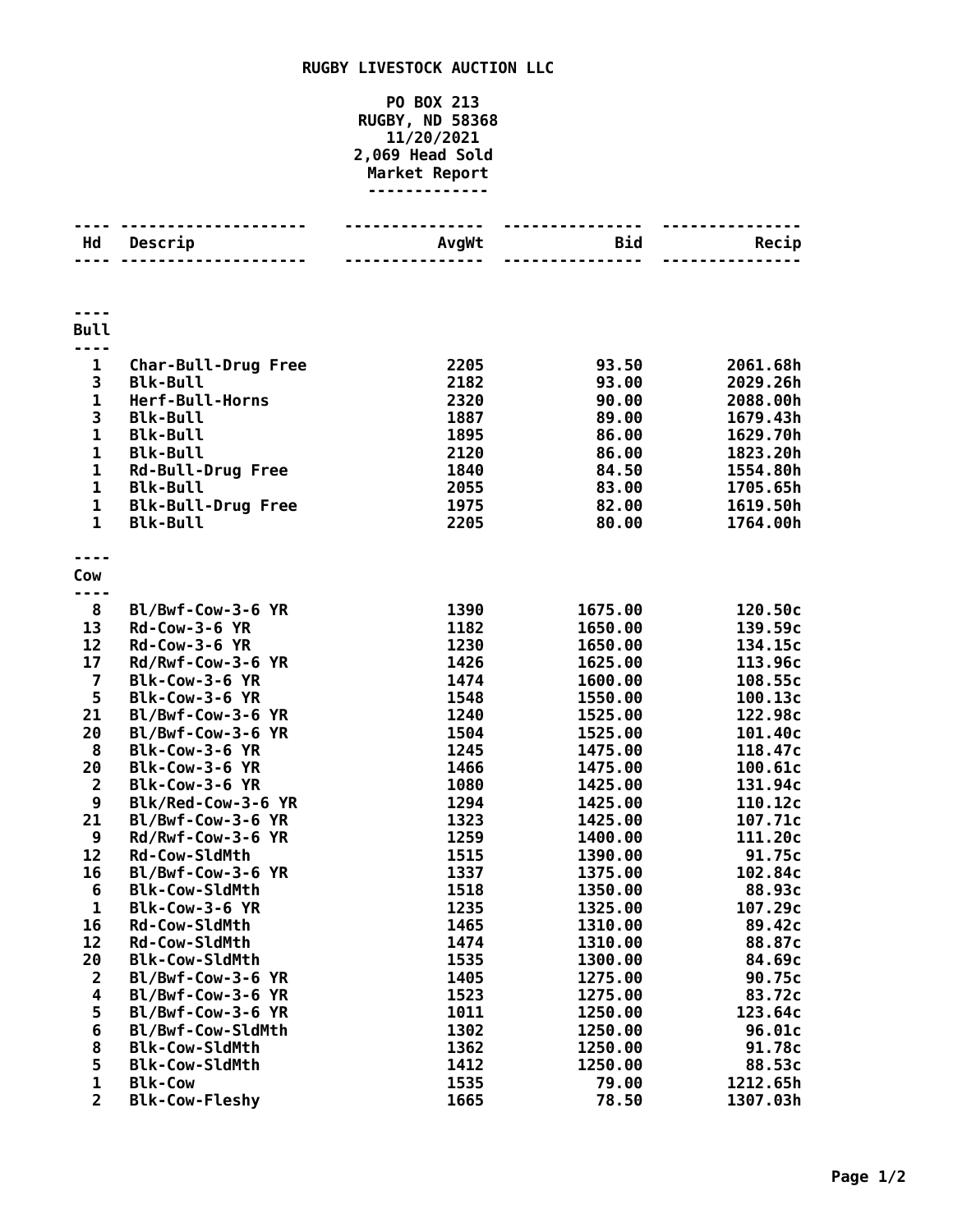**RUGBY LIVESTOCK AUCTION LLC**

**PO BOX 213**
**RUGBY, ND 58368**
**11/20/2021**
**2,069 Head Sold**
**Market Report**

| Hd | Descrip | AvgWt | Bid | Recip |
|---|---|---|---|---|
| **Bull** | | | | |
| 1 | Char-Bull-Drug Free | 2205 | 93.50 | 2061.68h |
| 3 | Blk-Bull | 2182 | 93.00 | 2029.26h |
| 1 | Herf-Bull-Horns | 2320 | 90.00 | 2088.00h |
| 3 | Blk-Bull | 1887 | 89.00 | 1679.43h |
| 1 | Blk-Bull | 1895 | 86.00 | 1629.70h |
| 1 | Blk-Bull | 2120 | 86.00 | 1823.20h |
| 1 | Rd-Bull-Drug Free | 1840 | 84.50 | 1554.80h |
| 1 | Blk-Bull | 2055 | 83.00 | 1705.65h |
| 1 | Blk-Bull-Drug Free | 1975 | 82.00 | 1619.50h |
| 1 | Blk-Bull | 2205 | 80.00 | 1764.00h |
| **Cow** | | | | |
| 8 | Bl/Bwf-Cow-3-6 YR | 1390 | 1675.00 | 120.50c |
| 13 | Rd-Cow-3-6 YR | 1182 | 1650.00 | 139.59c |
| 12 | Rd-Cow-3-6 YR | 1230 | 1650.00 | 134.15c |
| 17 | Rd/Rwf-Cow-3-6 YR | 1426 | 1625.00 | 113.96c |
| 7 | Blk-Cow-3-6 YR | 1474 | 1600.00 | 108.55c |
| 5 | Blk-Cow-3-6 YR | 1548 | 1550.00 | 100.13c |
| 21 | Bl/Bwf-Cow-3-6 YR | 1240 | 1525.00 | 122.98c |
| 20 | Bl/Bwf-Cow-3-6 YR | 1504 | 1525.00 | 101.40c |
| 8 | Blk-Cow-3-6 YR | 1245 | 1475.00 | 118.47c |
| 20 | Blk-Cow-3-6 YR | 1466 | 1475.00 | 100.61c |
| 2 | Blk-Cow-3-6 YR | 1080 | 1425.00 | 131.94c |
| 9 | Blk/Red-Cow-3-6 YR | 1294 | 1425.00 | 110.12c |
| 21 | Bl/Bwf-Cow-3-6 YR | 1323 | 1425.00 | 107.71c |
| 9 | Rd/Rwf-Cow-3-6 YR | 1259 | 1400.00 | 111.20c |
| 12 | Rd-Cow-SldMth | 1515 | 1390.00 | 91.75c |
| 16 | Bl/Bwf-Cow-3-6 YR | 1337 | 1375.00 | 102.84c |
| 6 | Blk-Cow-SldMth | 1518 | 1350.00 | 88.93c |
| 1 | Blk-Cow-3-6 YR | 1235 | 1325.00 | 107.29c |
| 16 | Rd-Cow-SldMth | 1465 | 1310.00 | 89.42c |
| 12 | Rd-Cow-SldMth | 1474 | 1310.00 | 88.87c |
| 20 | Blk-Cow-SldMth | 1535 | 1300.00 | 84.69c |
| 2 | Bl/Bwf-Cow-3-6 YR | 1405 | 1275.00 | 90.75c |
| 4 | Bl/Bwf-Cow-3-6 YR | 1523 | 1275.00 | 83.72c |
| 5 | Bl/Bwf-Cow-3-6 YR | 1011 | 1250.00 | 123.64c |
| 6 | Bl/Bwf-Cow-SldMth | 1302 | 1250.00 | 96.01c |
| 8 | Blk-Cow-SldMth | 1362 | 1250.00 | 91.78c |
| 5 | Blk-Cow-SldMth | 1412 | 1250.00 | 88.53c |
| 1 | Blk-Cow | 1535 | 79.00 | 1212.65h |
| 2 | Blk-Cow-Fleshy | 1665 | 78.50 | 1307.03h |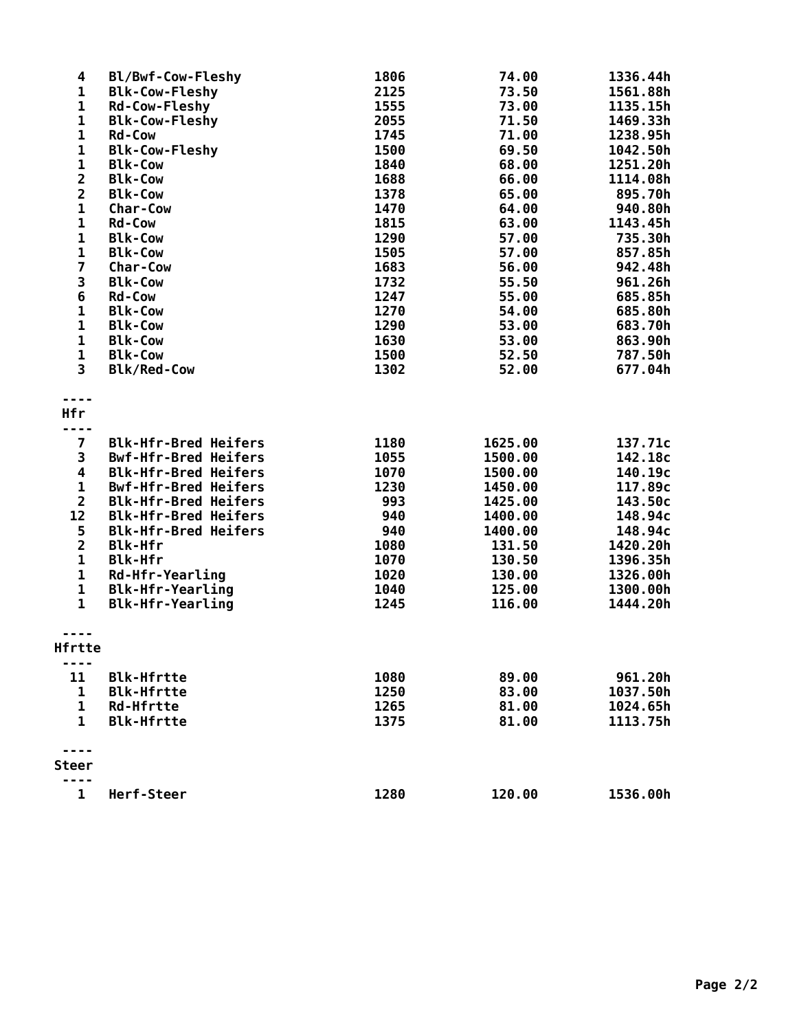| | | | | |
|---|---|---|---|---|
| 4 | Bl/Bwf-Cow-Fleshy | 1806 | 74.00 | 1336.44h |
| 1 | Blk-Cow-Fleshy | 2125 | 73.50 | 1561.88h |
| 1 | Rd-Cow-Fleshy | 1555 | 73.00 | 1135.15h |
| 1 | Blk-Cow-Fleshy | 2055 | 71.50 | 1469.33h |
| 1 | Rd-Cow | 1745 | 71.00 | 1238.95h |
| 1 | Blk-Cow-Fleshy | 1500 | 69.50 | 1042.50h |
| 1 | Blk-Cow | 1840 | 68.00 | 1251.20h |
| 2 | Blk-Cow | 1688 | 66.00 | 1114.08h |
| 2 | Blk-Cow | 1378 | 65.00 | 895.70h |
| 1 | Char-Cow | 1470 | 64.00 | 940.80h |
| 1 | Rd-Cow | 1815 | 63.00 | 1143.45h |
| 1 | Blk-Cow | 1290 | 57.00 | 735.30h |
| 1 | Blk-Cow | 1505 | 57.00 | 857.85h |
| 7 | Char-Cow | 1683 | 56.00 | 942.48h |
| 3 | Blk-Cow | 1732 | 55.50 | 961.26h |
| 6 | Rd-Cow | 1247 | 55.00 | 685.85h |
| 1 | Blk-Cow | 1270 | 54.00 | 685.80h |
| 1 | Blk-Cow | 1290 | 53.00 | 683.70h |
| 1 | Blk-Cow | 1630 | 53.00 | 863.90h |
| 1 | Blk-Cow | 1500 | 52.50 | 787.50h |
| 3 | Blk/Red-Cow | 1302 | 52.00 | 677.04h |

----
Hfr
----

| | | | | |
|---|---|---|---|---|
| 7 | Blk-Hfr-Bred Heifers | 1180 | 1625.00 | 137.71c |
| 3 | Bwf-Hfr-Bred Heifers | 1055 | 1500.00 | 142.18c |
| 4 | Blk-Hfr-Bred Heifers | 1070 | 1500.00 | 140.19c |
| 1 | Bwf-Hfr-Bred Heifers | 1230 | 1450.00 | 117.89c |
| 2 | Blk-Hfr-Bred Heifers | 993 | 1425.00 | 143.50c |
| 12 | Blk-Hfr-Bred Heifers | 940 | 1400.00 | 148.94c |
| 5 | Blk-Hfr-Bred Heifers | 940 | 1400.00 | 148.94c |
| 2 | Blk-Hfr | 1080 | 131.50 | 1420.20h |
| 1 | Blk-Hfr | 1070 | 130.50 | 1396.35h |
| 1 | Rd-Hfr-Yearling | 1020 | 130.00 | 1326.00h |
| 1 | Blk-Hfr-Yearling | 1040 | 125.00 | 1300.00h |
| 1 | Blk-Hfr-Yearling | 1245 | 116.00 | 1444.20h |

----
Hfrtte
----

| | | | | |
|---|---|---|---|---|
| 11 | Blk-Hfrtte | 1080 | 89.00 | 961.20h |
| 1 | Blk-Hfrtte | 1250 | 83.00 | 1037.50h |
| 1 | Rd-Hfrtte | 1265 | 81.00 | 1024.65h |
| 1 | Blk-Hfrtte | 1375 | 81.00 | 1113.75h |

----
Steer
----

| | | | | |
|---|---|---|---|---|
| 1 | Herf-Steer | 1280 | 120.00 | 1536.00h |